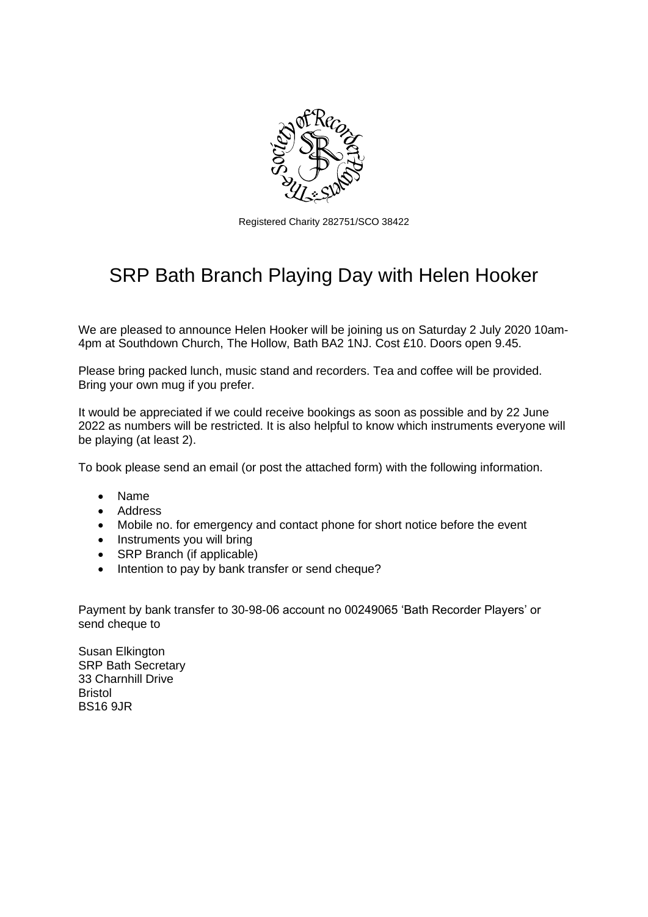Registered Charity 282751/SCO 38422

# SRP Bath Branch Playing Day with Helen Hooker

We are pleased to announce Helen Hooker will be joining us on Saturday 2 July 2020 10am-4pm at Southdown Church, The Hollow, Bath BA2 1NJ. Cost £10. Doors open 9.45.

Please bring packed lunch, music stand and recorders. Tea and coffee will be provided. Bring your own mug if you prefer.

It would be appreciated if we could receive bookings as soon as possible and by 22 June 2022 as numbers will be restricted. It is also helpful to know which instruments everyone will be playing (at least 2).

To book please send an email (or post the attached form) with the following information.

- Name
- Address
- Mobile no. for emergency and contact phone for short notice before the event
- Instruments you will bring
- SRP Branch (if applicable)
- Intention to pay by bank transfer or send cheque?

Payment by bank transfer to 30-98-06 account no 00249065 'Bath Recorder Players' or send cheque to

Susan Elkington
SRP Bath Secretary
33 Charnhill Drive
Bristol
BS16 9JR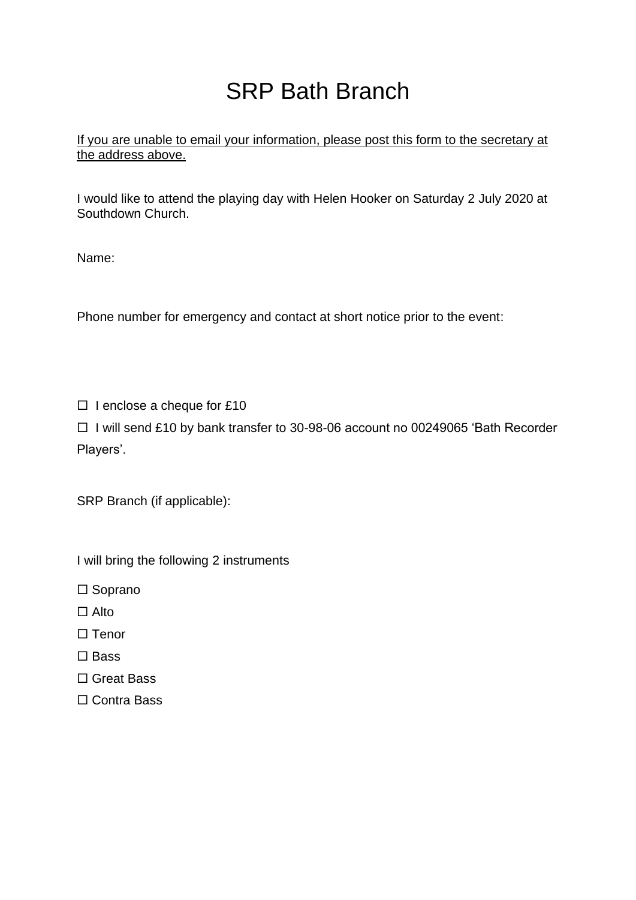# SRP Bath Branch

<u>If you are unable to email your information, please post this form to the secretary at the address above.</u>

I would like to attend the playing day with Helen Hooker on Saturday 2 July 2020 at Southdown Church.

Name:

Phone number for emergency and contact at short notice prior to the event:

☐ I enclose a cheque for £10

☐ I will send £10 by bank transfer to 30-98-06 account no 00249065 'Bath Recorder Players'.

SRP Branch (if applicable):

I will bring the following 2 instruments

☐ Soprano

☐ Alto

☐ Tenor

☐ Bass

☐ Great Bass

☐ Contra Bass